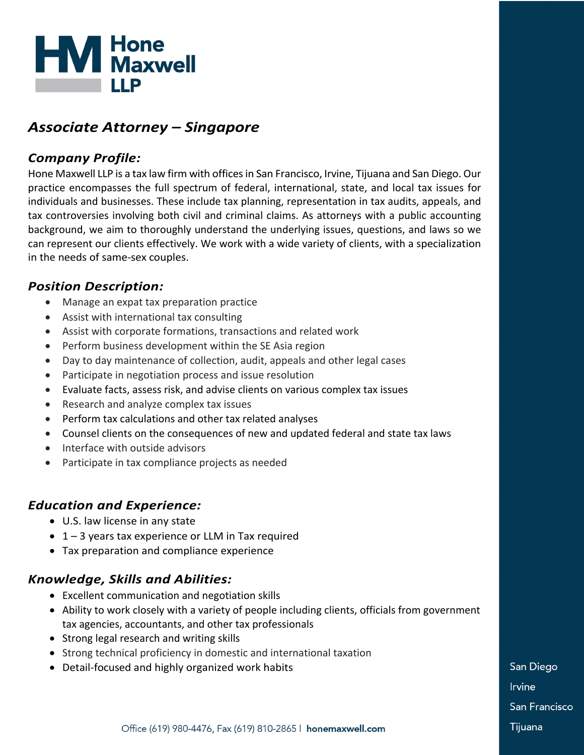Hone Maxwell LLP

# *Associate Attorney – Singapore*

## *Company Profile:*

Hone Maxwell LLP is a tax law firm with offices in San Francisco, Irvine, Tijuana and San Diego. Our practice encompasses the full spectrum of federal, international, state, and local tax issues for individuals and businesses. These include tax planning, representation in tax audits, appeals, and tax controversies involving both civil and criminal claims. As attorneys with a public accounting background, we aim to thoroughly understand the underlying issues, questions, and laws so we can represent our clients effectively. We work with a wide variety of clients, with a specialization in the needs of same-sex couples.

## *Position Description:*

- Manage an expat tax preparation practice
- Assist with international tax consulting
- Assist with corporate formations, transactions and related work
- Perform business development within the SE Asia region
- Day to day maintenance of collection, audit, appeals and other legal cases
- Participate in negotiation process and issue resolution
- Evaluate facts, assess risk, and advise clients on various complex tax issues
- Research and analyze complex tax issues
- Perform tax calculations and other tax related analyses
- Counsel clients on the consequences of new and updated federal and state tax laws
- Interface with outside advisors
- Participate in tax compliance projects as needed

## *Education and Experience:*

- U.S. law license in any state
- 1 – 3 years tax experience or LLM in Tax required
- Tax preparation and compliance experience

## *Knowledge, Skills and Abilities:*

- Excellent communication and negotiation skills
- Ability to work closely with a variety of people including clients, officials from government tax agencies, accountants, and other tax professionals
- Strong legal research and writing skills
- Strong technical proficiency in domestic and international taxation
- Detail-focused and highly organized work habits

San Diego
Irvine
San Francisco
Tijuana

Office (619) 980-4476, Fax (619) 810-2865 | **honemaxwell.com**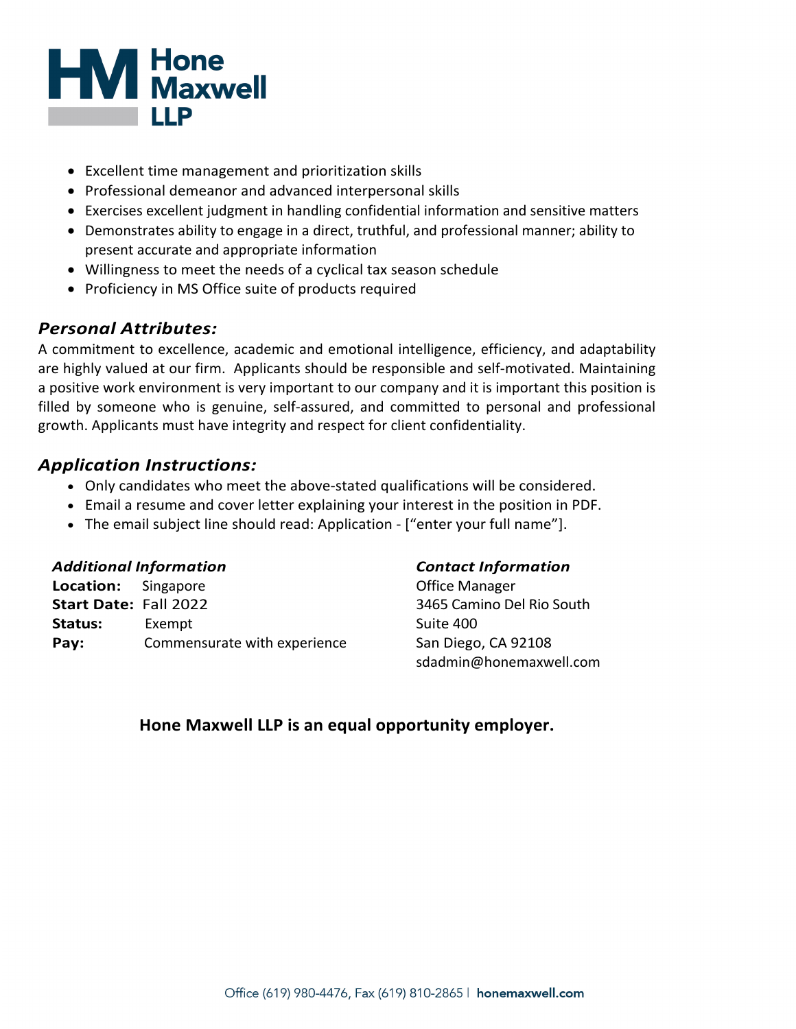- Excellent time management and prioritization skills
- Professional demeanor and advanced interpersonal skills
- Exercises excellent judgment in handling confidential information and sensitive matters
- Demonstrates ability to engage in a direct, truthful, and professional manner; ability to present accurate and appropriate information
- Willingness to meet the needs of a cyclical tax season schedule
- Proficiency in MS Office suite of products required

### *Personal Attributes:*

A commitment to excellence, academic and emotional intelligence, efficiency, and adaptability are highly valued at our firm. Applicants should be responsible and self-motivated. Maintaining a positive work environment is very important to our company and it is important this position is filled by someone who is genuine, self-assured, and committed to personal and professional growth. Applicants must have integrity and respect for client confidentiality.

### *Application Instructions:*

- Only candidates who meet the above-stated qualifications will be considered.
- Email a resume and cover letter explaining your interest in the position in PDF.
- The email subject line should read: Application - ["enter your full name"].

#### *Additional Information*

**Location:** Singapore
**Start Date:** Fall 2022
**Status:** Exempt
**Pay:** Commensurate with experience

#### *Contact Information*

Office Manager
3465 Camino Del Rio South
Suite 400
San Diego, CA 92108
sdadmin@honemaxwell.com

**Hone Maxwell LLP is an equal opportunity employer.**